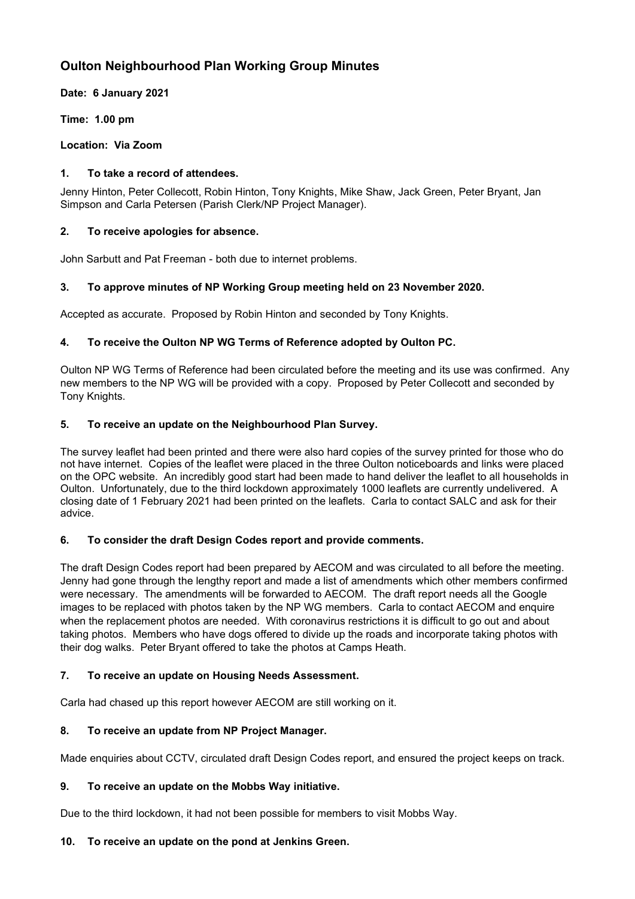# Oulton Neighbourhood Plan Working Group Minutes

**Date: 6 January 2021**

**Time: 1.00 pm**

**Location: Via Zoom**

### 1. To take a record of attendees.

Jenny Hinton, Peter Collecott, Robin Hinton, Tony Knights, Mike Shaw, Jack Green, Peter Bryant, Jan Simpson and Carla Petersen (Parish Clerk/NP Project Manager).

### 2. To receive apologies for absence.

John Sarbutt and Pat Freeman - both due to internet problems.

### 3. To approve minutes of NP Working Group meeting held on 23 November 2020.

Accepted as accurate. Proposed by Robin Hinton and seconded by Tony Knights.

### 4. To receive the Oulton NP WG Terms of Reference adopted by Oulton PC.

Oulton NP WG Terms of Reference had been circulated before the meeting and its use was confirmed. Any new members to the NP WG will be provided with a copy. Proposed by Peter Collecott and seconded by Tony Knights.

### 5. To receive an update on the Neighbourhood Plan Survey.

The survey leaflet had been printed and there were also hard copies of the survey printed for those who do not have internet. Copies of the leaflet were placed in the three Oulton noticeboards and links were placed on the OPC website. An incredibly good start had been made to hand deliver the leaflet to all households in Oulton. Unfortunately, due to the third lockdown approximately 1000 leaflets are currently undelivered. A closing date of 1 February 2021 had been printed on the leaflets. Carla to contact SALC and ask for their advice.

### 6. To consider the draft Design Codes report and provide comments.

The draft Design Codes report had been prepared by AECOM and was circulated to all before the meeting. Jenny had gone through the lengthy report and made a list of amendments which other members confirmed were necessary. The amendments will be forwarded to AECOM. The draft report needs all the Google images to be replaced with photos taken by the NP WG members. Carla to contact AECOM and enquire when the replacement photos are needed. With coronavirus restrictions it is difficult to go out and about taking photos. Members who have dogs offered to divide up the roads and incorporate taking photos with their dog walks. Peter Bryant offered to take the photos at Camps Heath.

### 7. To receive an update on Housing Needs Assessment.

Carla had chased up this report however AECOM are still working on it.

### 8. To receive an update from NP Project Manager.

Made enquiries about CCTV, circulated draft Design Codes report, and ensured the project keeps on track.

### 9. To receive an update on the Mobbs Way initiative.

Due to the third lockdown, it had not been possible for members to visit Mobbs Way.

### 10. To receive an update on the pond at Jenkins Green.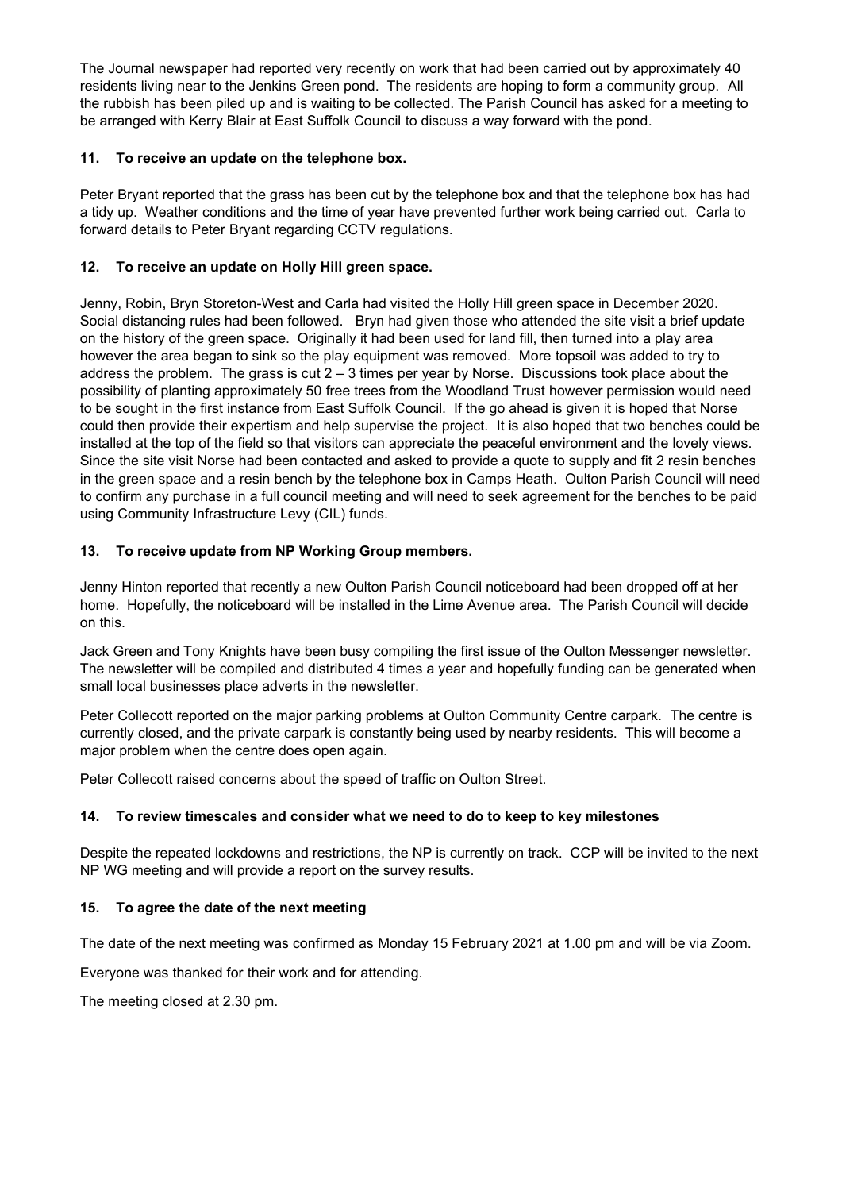The Journal newspaper had reported very recently on work that had been carried out by approximately 40 residents living near to the Jenkins Green pond. The residents are hoping to form a community group. All the rubbish has been piled up and is waiting to be collected. The Parish Council has asked for a meeting to be arranged with Kerry Blair at East Suffolk Council to discuss a way forward with the pond.

### 11. To receive an update on the telephone box.

Peter Bryant reported that the grass has been cut by the telephone box and that the telephone box has had a tidy up. Weather conditions and the time of year have prevented further work being carried out. Carla to forward details to Peter Bryant regarding CCTV regulations.

### 12. To receive an update on Holly Hill green space.

Jenny, Robin, Bryn Storeton-West and Carla had visited the Holly Hill green space in December 2020. Social distancing rules had been followed. Bryn had given those who attended the site visit a brief update on the history of the green space. Originally it had been used for land fill, then turned into a play area however the area began to sink so the play equipment was removed. More topsoil was added to try to address the problem. The grass is cut 2 – 3 times per year by Norse. Discussions took place about the possibility of planting approximately 50 free trees from the Woodland Trust however permission would need to be sought in the first instance from East Suffolk Council. If the go ahead is given it is hoped that Norse could then provide their expertism and help supervise the project. It is also hoped that two benches could be installed at the top of the field so that visitors can appreciate the peaceful environment and the lovely views. Since the site visit Norse had been contacted and asked to provide a quote to supply and fit 2 resin benches in the green space and a resin bench by the telephone box in Camps Heath. Oulton Parish Council will need to confirm any purchase in a full council meeting and will need to seek agreement for the benches to be paid using Community Infrastructure Levy (CIL) funds.

### 13. To receive update from NP Working Group members.

Jenny Hinton reported that recently a new Oulton Parish Council noticeboard had been dropped off at her home. Hopefully, the noticeboard will be installed in the Lime Avenue area. The Parish Council will decide on this.

Jack Green and Tony Knights have been busy compiling the first issue of the Oulton Messenger newsletter. The newsletter will be compiled and distributed 4 times a year and hopefully funding can be generated when small local businesses place adverts in the newsletter.

Peter Collecott reported on the major parking problems at Oulton Community Centre carpark. The centre is currently closed, and the private carpark is constantly being used by nearby residents. This will become a major problem when the centre does open again.

Peter Collecott raised concerns about the speed of traffic on Oulton Street.

### 14. To review timescales and consider what we need to do to keep to key milestones

Despite the repeated lockdowns and restrictions, the NP is currently on track. CCP will be invited to the next NP WG meeting and will provide a report on the survey results.

### 15. To agree the date of the next meeting

The date of the next meeting was confirmed as Monday 15 February 2021 at 1.00 pm and will be via Zoom.

Everyone was thanked for their work and for attending.

The meeting closed at 2.30 pm.